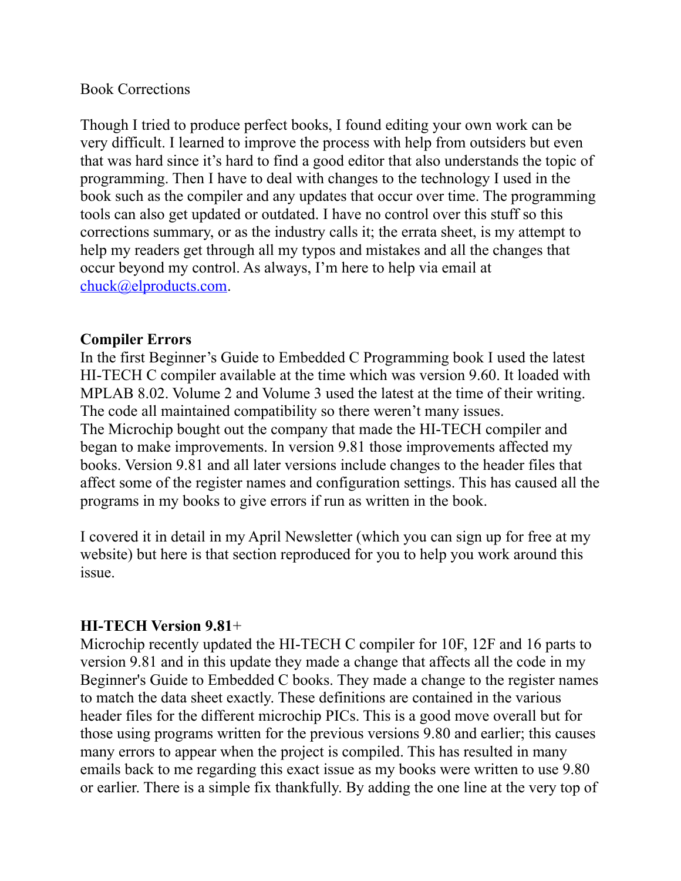Book Corrections

Though I tried to produce perfect books, I found editing your own work can be very difficult. I learned to improve the process with help from outsiders but even that was hard since it's hard to find a good editor that also understands the topic of programming. Then I have to deal with changes to the technology I used in the book such as the compiler and any updates that occur over time. The programming tools can also get updated or outdated. I have no control over this stuff so this corrections summary, or as the industry calls it; the errata sheet, is my attempt to help my readers get through all my typos and mistakes and all the changes that occur beyond my control. As always, I'm here to help via email at chuck@elproducts.com.

**Compiler Errors**

In the first Beginner's Guide to Embedded C Programming book I used the latest HI-TECH C compiler available at the time which was version 9.60. It loaded with MPLAB 8.02. Volume 2 and Volume 3 used the latest at the time of their writing. The code all maintained compatibility so there weren't many issues.
The Microchip bought out the company that made the HI-TECH compiler and began to make improvements. In version 9.81 those improvements affected my books. Version 9.81 and all later versions include changes to the header files that affect some of the register names and configuration settings. This has caused all the programs in my books to give errors if run as written in the book.

I covered it in detail in my April Newsletter (which you can sign up for free at my website) but here is that section reproduced for you to help you work around this issue.

**HI-TECH Version 9.81**+

Microchip recently updated the HI-TECH C compiler for 10F, 12F and 16 parts to version 9.81 and in this update they made a change that affects all the code in my Beginner's Guide to Embedded C books. They made a change to the register names to match the data sheet exactly. These definitions are contained in the various header files for the different microchip PICs. This is a good move overall but for those using programs written for the previous versions 9.80 and earlier; this causes many errors to appear when the project is compiled. This has resulted in many emails back to me regarding this exact issue as my books were written to use 9.80 or earlier. There is a simple fix thankfully. By adding the one line at the very top of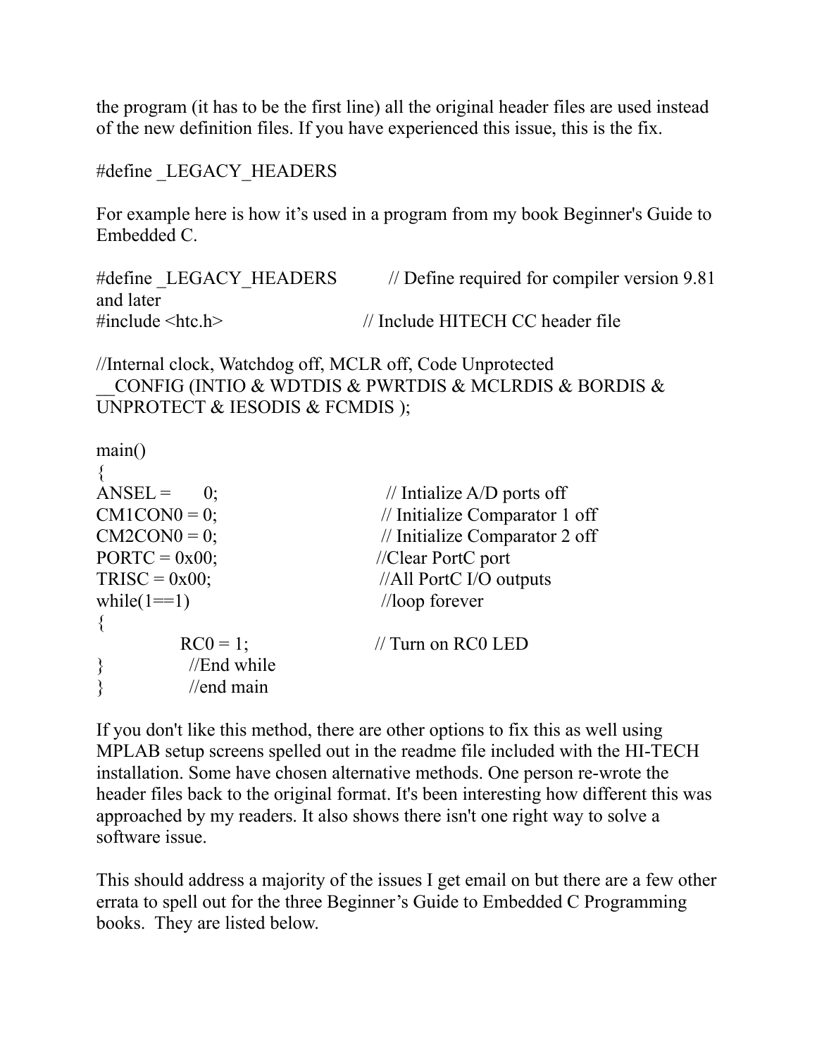the program (it has to be the first line) all the original header files are used instead of the new definition files. If you have experienced this issue, this is the fix.

```
#define _LEGACY_HEADERS
```

For example here is how it's used in a program from my book Beginner's Guide to Embedded C.

```
#define _LEGACY_HEADERS          // Define required for compiler version 9.81 and later
#include <htc.h>                  // Include HITECH CC header file

//Internal clock, Watchdog off, MCLR off, Code Unprotected
__CONFIG (INTIO & WDTDIS & PWRTDIS & MCLRDIS & BORDIS & UNPROTECT & IESODIS & FCMDIS );

main()
{
ANSEL =     0;                     // Intialize A/D ports off
CM1CON0 = 0;                      // Initialize Comparator 1 off
CM2CON0 = 0;                      // Initialize Comparator 2 off
PORTC = 0x00;                     //Clear PortC port
TRISC = 0x00;                     //All PortC I/O outputs
while(1==1)                       //loop forever
{
        RC0 = 1;                  // Turn on RC0 LED
}           //End while
}           //end main
```

If you don't like this method, there are other options to fix this as well using MPLAB setup screens spelled out in the readme file included with the HI-TECH installation. Some have chosen alternative methods. One person re-wrote the header files back to the original format. It's been interesting how different this was approached by my readers. It also shows there isn't one right way to solve a software issue.

This should address a majority of the issues I get email on but there are a few other errata to spell out for the three Beginner's Guide to Embedded C Programming books. They are listed below.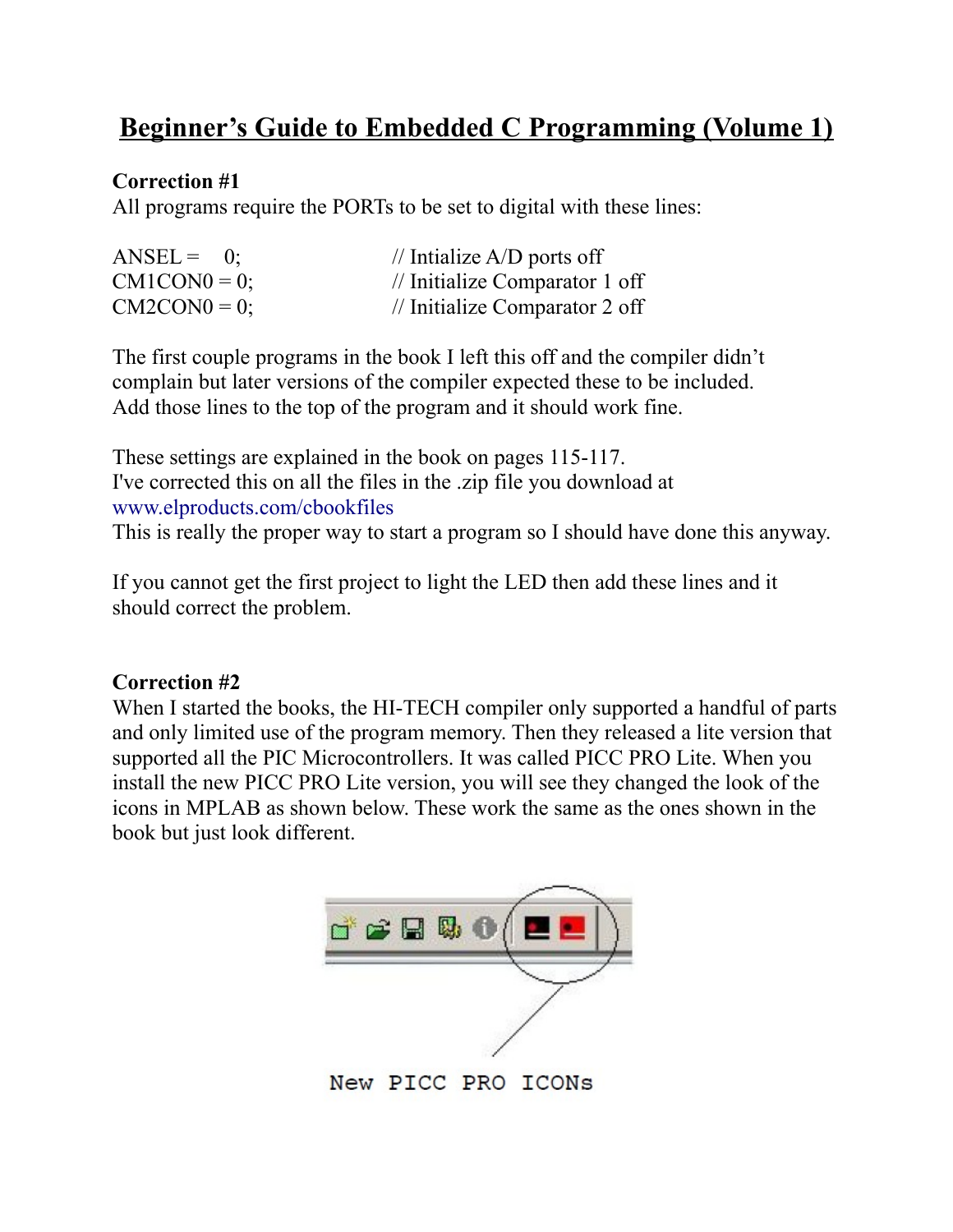# Beginner's Guide to Embedded C Programming (Volume 1)

**Correction #1**

All programs require the PORTs to be set to digital with these lines:

```
ANSEL =    0;           // Intialize A/D ports off
CM1CON0 = 0;            // Initialize Comparator 1 off
CM2CON0 = 0;            // Initialize Comparator 2 off
```

The first couple programs in the book I left this off and the compiler didn't complain but later versions of the compiler expected these to be included. Add those lines to the top of the program and it should work fine.

These settings are explained in the book on pages 115-117.
I've corrected this on all the files in the .zip file you download at www.elproducts.com/cbookfiles
This is really the proper way to start a program so I should have done this anyway.

If you cannot get the first project to light the LED then add these lines and it should correct the problem.

**Correction #2**

When I started the books, the HI-TECH compiler only supported a handful of parts and only limited use of the program memory. Then they released a lite version that supported all the PIC Microcontrollers. It was called PICC PRO Lite. When you install the new PICC PRO Lite version, you will see they changed the look of the icons in MPLAB as shown below. These work the same as the ones shown in the book but just look different.

New PICC PRO ICONs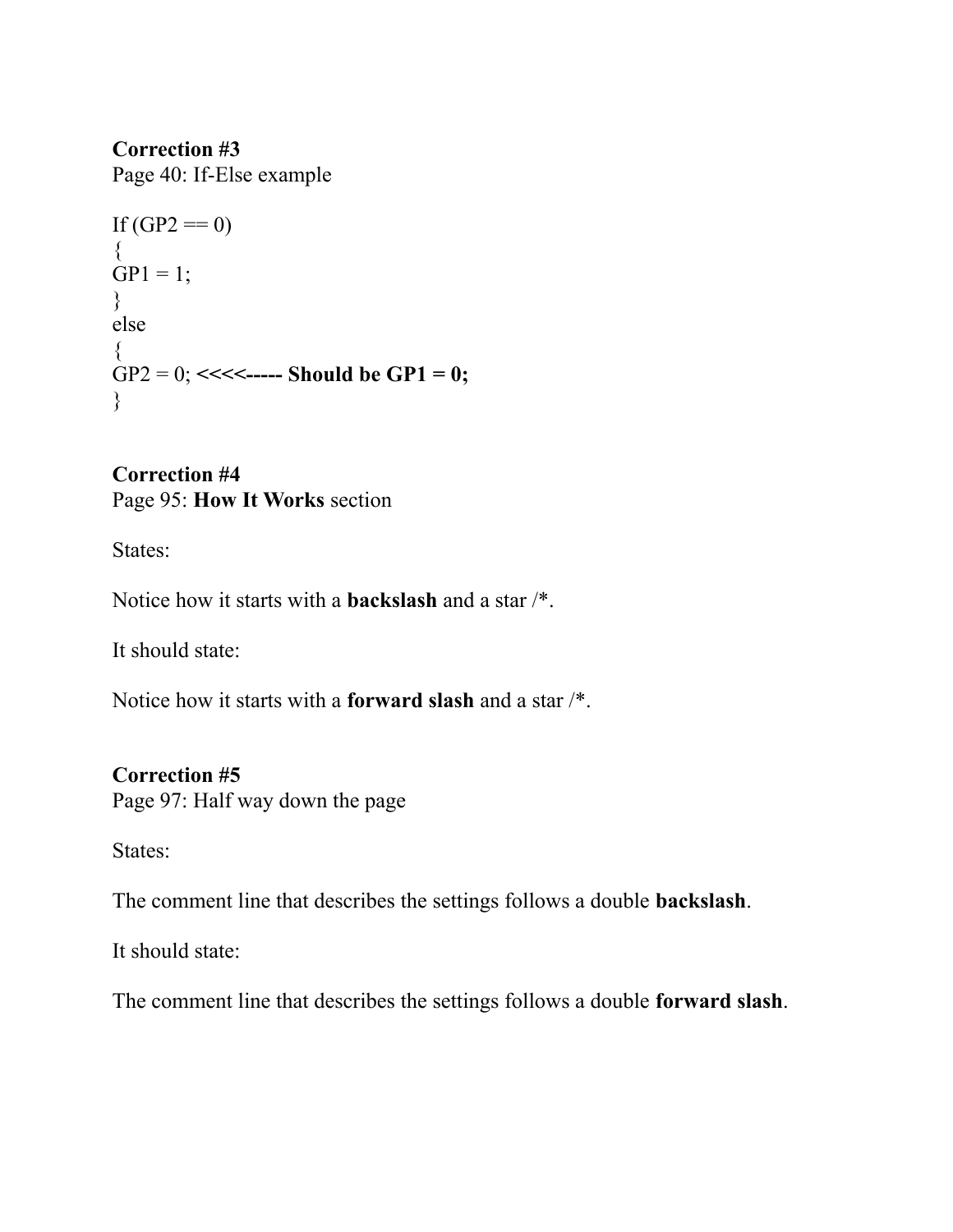**Correction #3**
Page 40: If-Else example

```
If (GP2 == 0)
{
GP1 = 1;
}
else
{
GP2 = 0; <<<<----- Should be GP1 = 0;
}
```

**Correction #4**
Page 95: **How It Works** section

States:

Notice how it starts with a **backslash** and a star /*.

It should state:

Notice how it starts with a **forward slash** and a star /*.

**Correction #5**
Page 97: Half way down the page

States:

The comment line that describes the settings follows a double **backslash**.

It should state:

The comment line that describes the settings follows a double **forward slash**.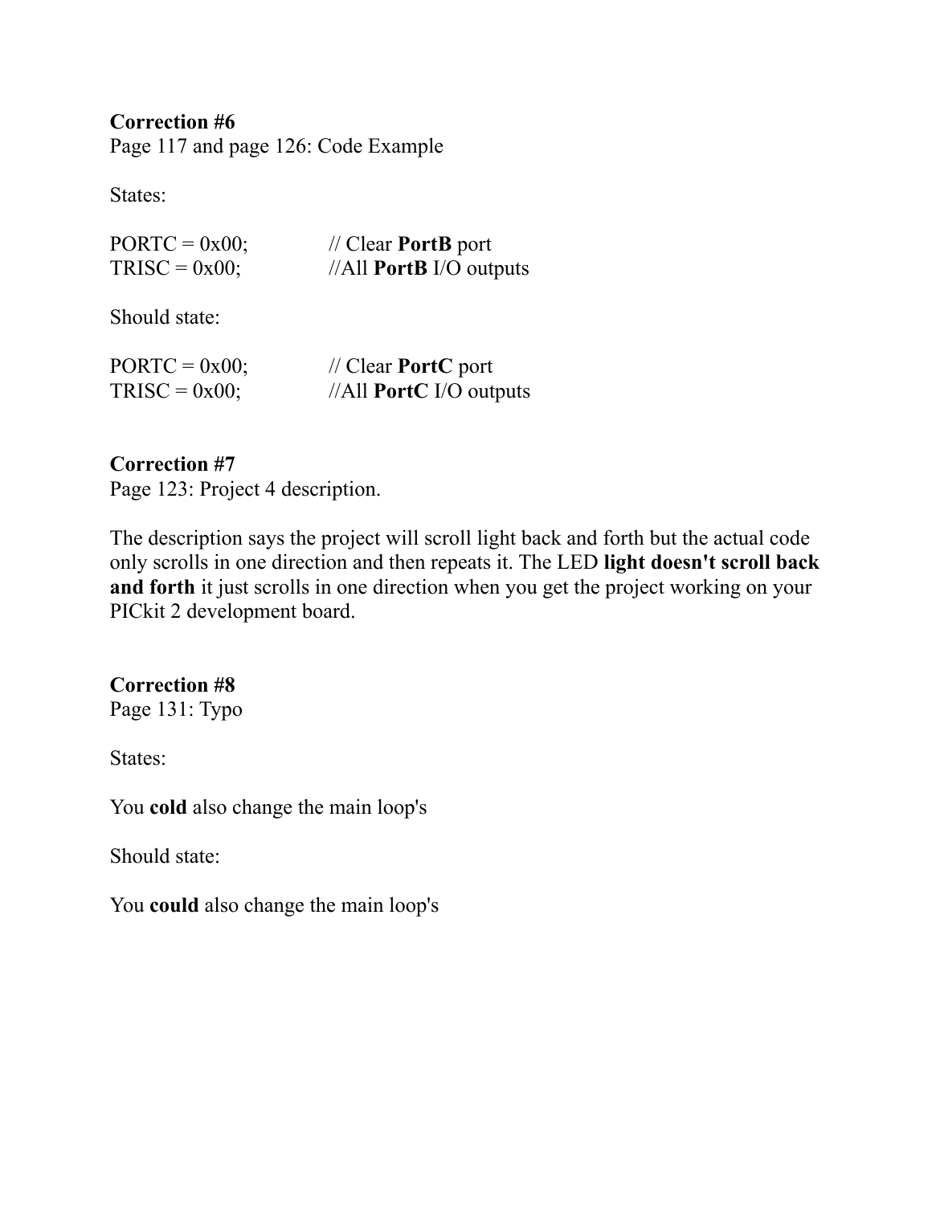**Correction #6**
Page 117 and page 126: Code Example

States:

PORTC = 0x00;       // Clear **PortB** port
TRISC = 0x00;       //All **PortB** I/O outputs

Should state:

PORTC = 0x00;       // Clear **PortC** port
TRISC = 0x00;       //All **PortC** I/O outputs

**Correction #7**
Page 123: Project 4 description.

The description says the project will scroll light back and forth but the actual code only scrolls in one direction and then repeats it. The LED **light doesn't scroll back and forth** it just scrolls in one direction when you get the project working on your PICkit 2 development board.

**Correction #8**
Page 131: Typo

States:

You **cold** also change the main loop's

Should state:

You **could** also change the main loop's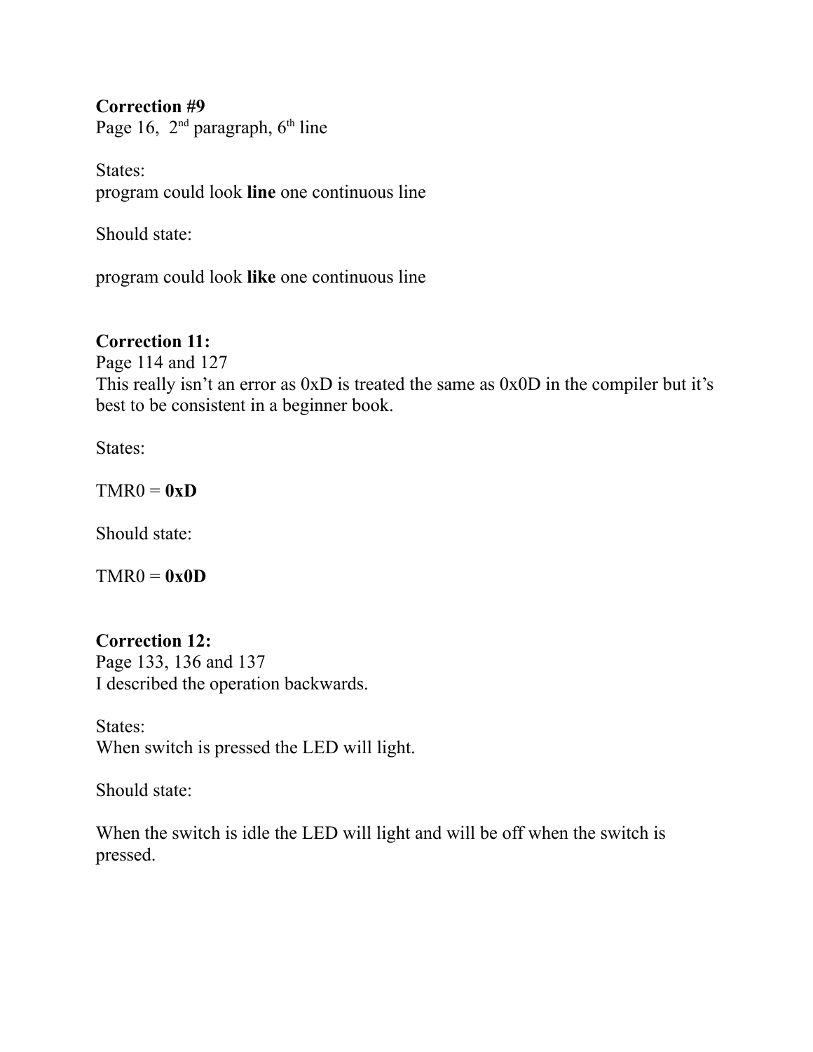**Correction #9**
Page 16, 2nd paragraph, 6th line

States:
program could look **line** one continuous line

Should state:

program could look **like** one continuous line

**Correction 11:**
Page 114 and 127
This really isn't an error as 0xD is treated the same as 0x0D in the compiler but it's best to be consistent in a beginner book.

States:

TMR0 = **0xD**

Should state:

TMR0 = **0x0D**

**Correction 12:**
Page 133, 136 and 137
I described the operation backwards.

States:
When switch is pressed the LED will light.

Should state:

When the switch is idle the LED will light and will be off when the switch is pressed.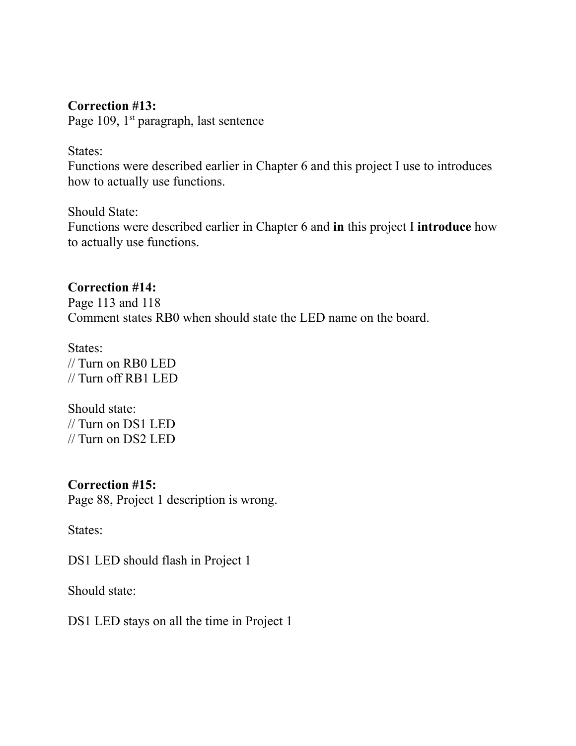**Correction #13:**
Page 109, 1st paragraph, last sentence

States:
Functions were described earlier in Chapter 6 and this project I use to introduces how to actually use functions.

Should State:
Functions were described earlier in Chapter 6 and **in** this project I **introduce** how to actually use functions.

**Correction #14:**
Page 113 and 118
Comment states RB0 when should state the LED name on the board.

States:
// Turn on RB0 LED
// Turn off RB1 LED

Should state:
// Turn on DS1 LED
// Turn on DS2 LED

**Correction #15:**
Page 88, Project 1 description is wrong.

States:

DS1 LED should flash in Project 1

Should state:

DS1 LED stays on all the time in Project 1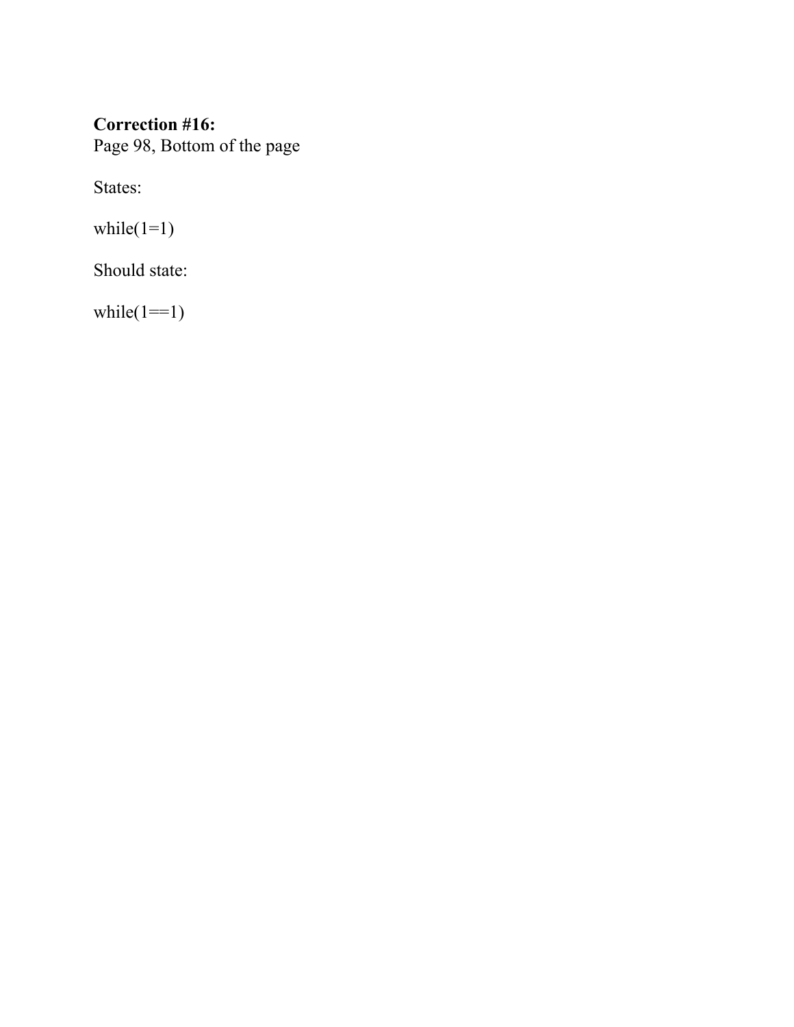**Correction #16:**
Page 98, Bottom of the page

States:

```
while(1=1)
```

Should state:

```
while(1==1)
```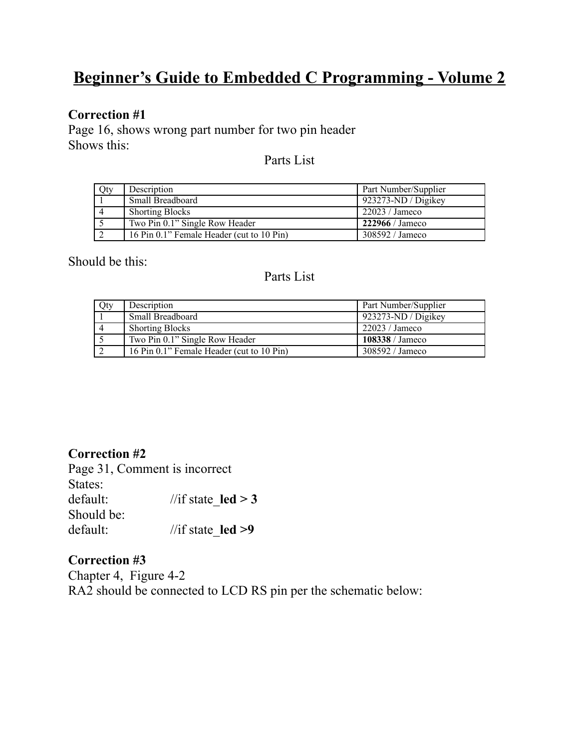# Beginner's Guide to Embedded C Programming - Volume 2

**Correction #1**
Page 16, shows wrong part number for two pin header
Shows this:

Parts List

| Qty | Description | Part Number/Supplier |
|---|---|---|
| 1 | Small Breadboard | 923273-ND / Digikey |
| 4 | Shorting Blocks | 22023 / Jameco |
| 5 | Two Pin 0.1" Single Row Header | **222966** / Jameco |
| 2 | 16 Pin 0.1" Female Header (cut to 10 Pin) | 308592 / Jameco |

Should be this:

Parts List

| Qty | Description | Part Number/Supplier |
|---|---|---|
| 1 | Small Breadboard | 923273-ND / Digikey |
| 4 | Shorting Blocks | 22023 / Jameco |
| 5 | Two Pin 0.1" Single Row Header | **108338** / Jameco |
| 2 | 16 Pin 0.1" Female Header (cut to 10 Pin) | 308592 / Jameco |

**Correction #2**
Page 31, Comment is incorrect
States:
default: //if state_**led > 3**
Should be:
default: //if state_**led >9**

**Correction #3**
Chapter 4, Figure 4-2
RA2 should be connected to LCD RS pin per the schematic below: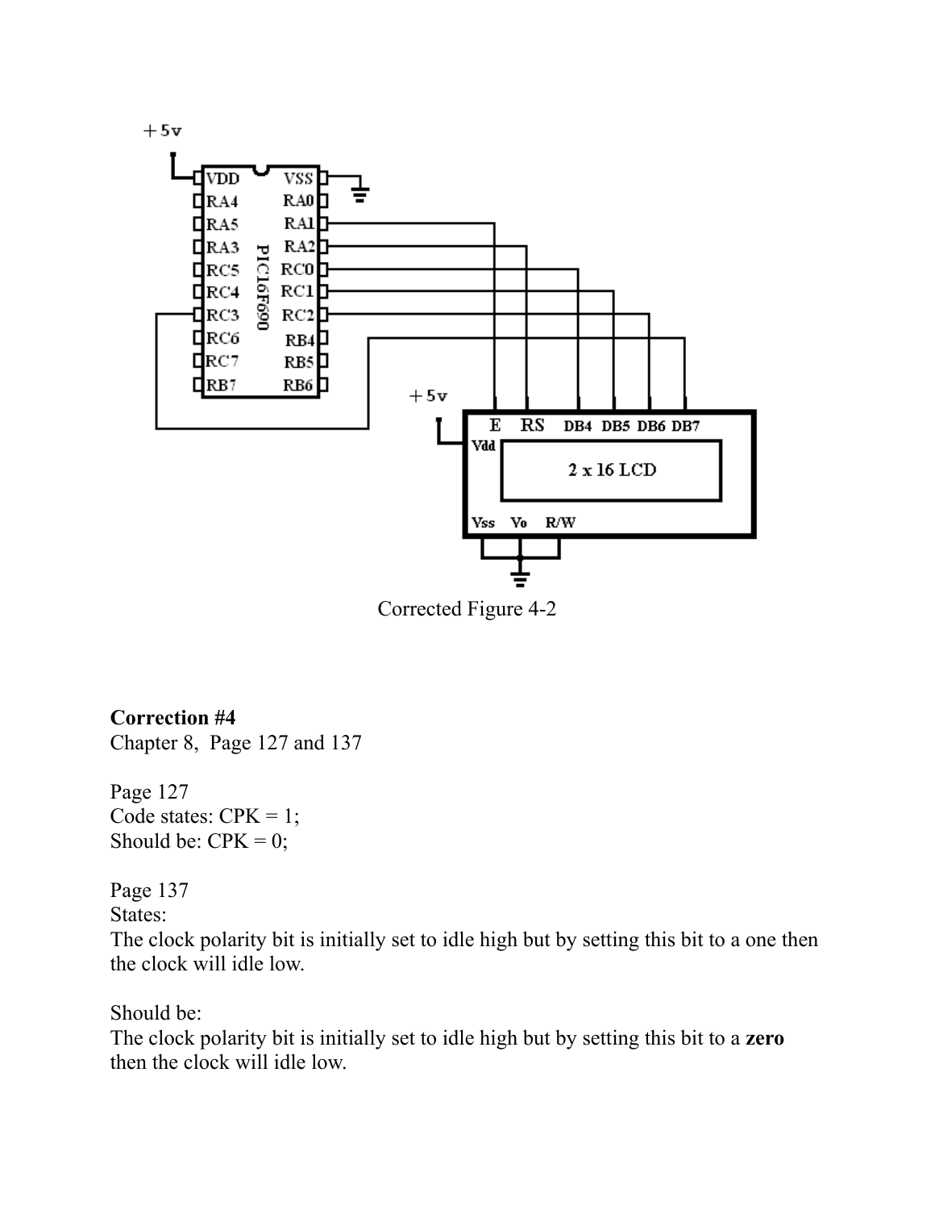Corrected Figure 4-2

**Correction #4**
Chapter 8, Page 127 and 137

Page 127
Code states: CPK = 1;
Should be: CPK = 0;

Page 137
States:
The clock polarity bit is initially set to idle high but by setting this bit to a one then the clock will idle low.

Should be:
The clock polarity bit is initially set to idle high but by setting this bit to a **zero** then the clock will idle low.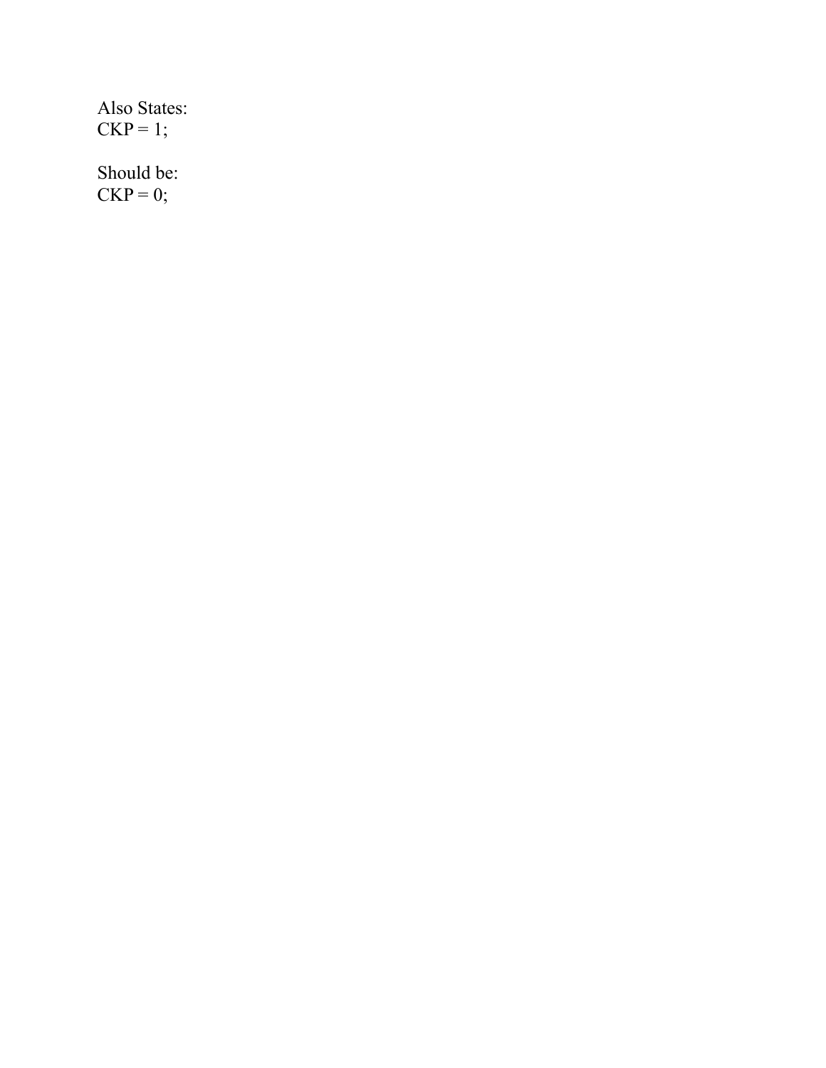Also States:
CKP = 1;

Should be:
CKP = 0;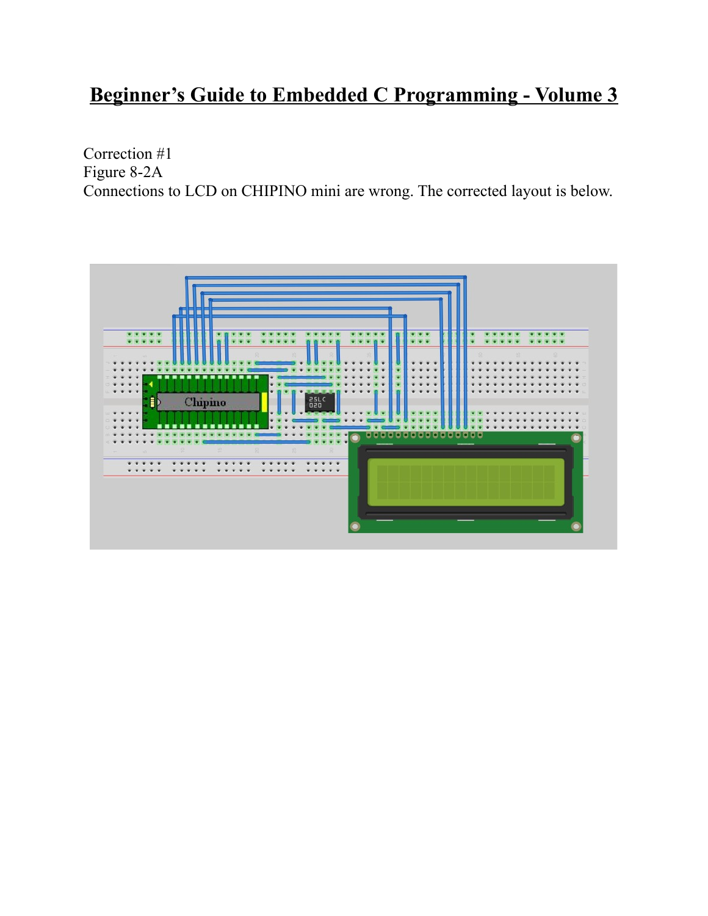# Beginner's Guide to Embedded C Programming - Volume 3

Correction #1
Figure 8-2A
Connections to LCD on CHIPINO mini are wrong. The corrected layout is below.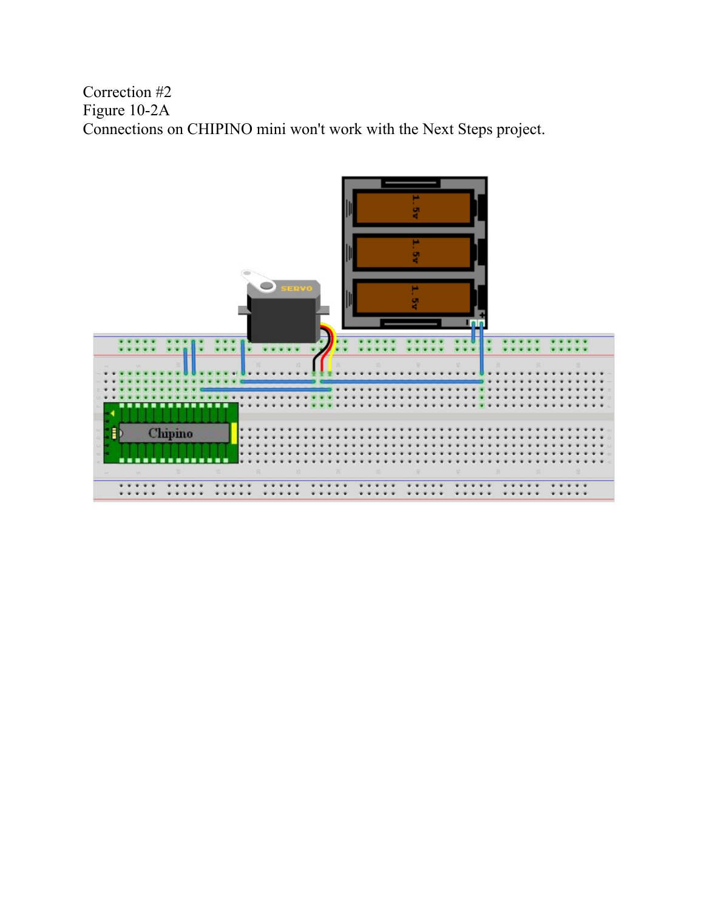Correction #2
Figure 10-2A
Connections on CHIPINO mini won't work with the Next Steps project.